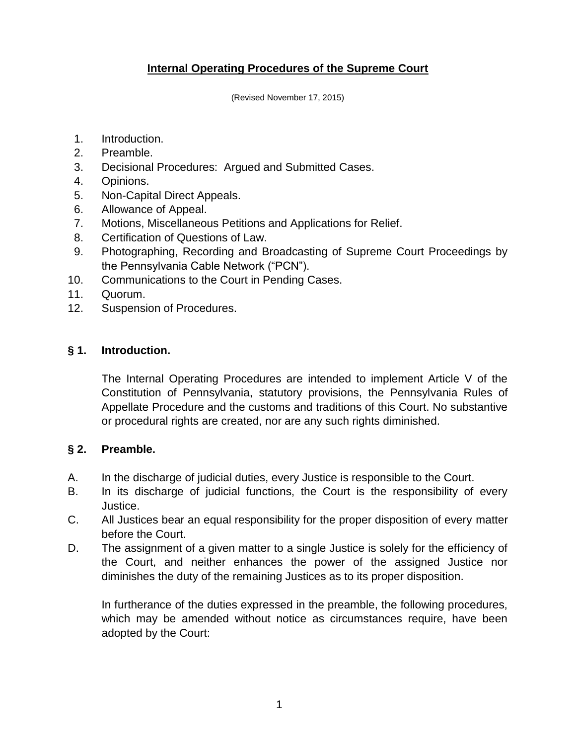# Internal Operating Procedures of the Supreme Court

(Revised November 17, 2015)

1. Introduction.
2. Preamble.
3. Decisional Procedures: Argued and Submitted Cases.
4. Opinions.
5. Non-Capital Direct Appeals.
6. Allowance of Appeal.
7. Motions, Miscellaneous Petitions and Applications for Relief.
8. Certification of Questions of Law.
9. Photographing, Recording and Broadcasting of Supreme Court Proceedings by the Pennsylvania Cable Network ("PCN").
10. Communications to the Court in Pending Cases.
11. Quorum.
12. Suspension of Procedures.

## § 1. Introduction.

The Internal Operating Procedures are intended to implement Article V of the Constitution of Pennsylvania, statutory provisions, the Pennsylvania Rules of Appellate Procedure and the customs and traditions of this Court. No substantive or procedural rights are created, nor are any such rights diminished.

## § 2. Preamble.

A. In the discharge of judicial duties, every Justice is responsible to the Court.

B. In its discharge of judicial functions, the Court is the responsibility of every Justice.

C. All Justices bear an equal responsibility for the proper disposition of every matter before the Court.

D. The assignment of a given matter to a single Justice is solely for the efficiency of the Court, and neither enhances the power of the assigned Justice nor diminishes the duty of the remaining Justices as to its proper disposition.

In furtherance of the duties expressed in the preamble, the following procedures, which may be amended without notice as circumstances require, have been adopted by the Court: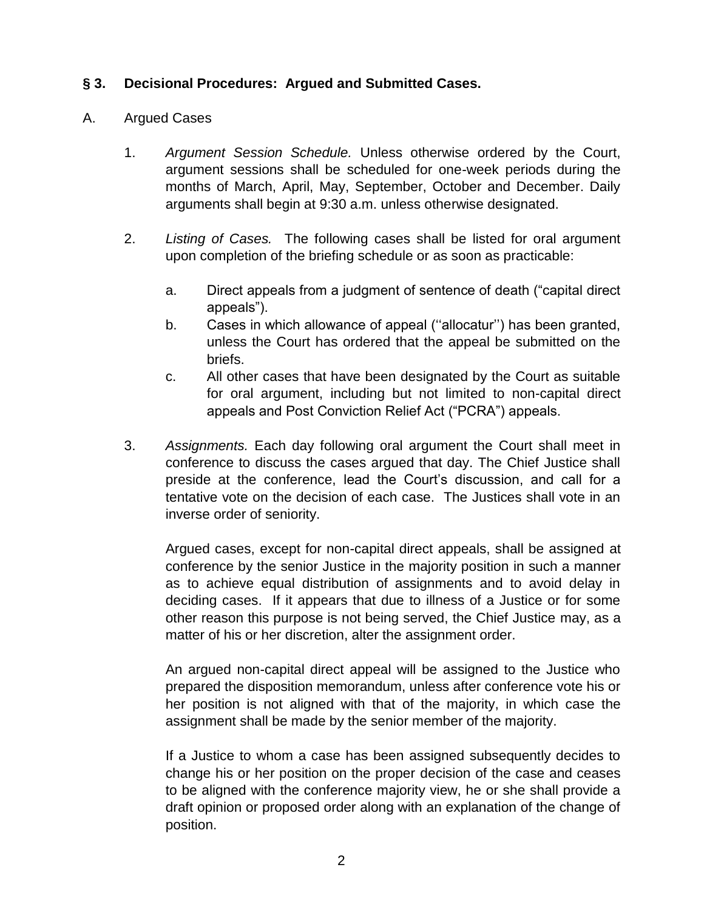## § 3. Decisional Procedures: Argued and Submitted Cases.

A. Argued Cases

1. *Argument Session Schedule.* Unless otherwise ordered by the Court, argument sessions shall be scheduled for one-week periods during the months of March, April, May, September, October and December. Daily arguments shall begin at 9:30 a.m. unless otherwise designated.

2. *Listing of Cases.* The following cases shall be listed for oral argument upon completion of the briefing schedule or as soon as practicable:

   a. Direct appeals from a judgment of sentence of death ("capital direct appeals").

   b. Cases in which allowance of appeal (''allocatur'') has been granted, unless the Court has ordered that the appeal be submitted on the briefs.

   c. All other cases that have been designated by the Court as suitable for oral argument, including but not limited to non-capital direct appeals and Post Conviction Relief Act ("PCRA") appeals.

3. *Assignments.* Each day following oral argument the Court shall meet in conference to discuss the cases argued that day. The Chief Justice shall preside at the conference, lead the Court's discussion, and call for a tentative vote on the decision of each case. The Justices shall vote in an inverse order of seniority.

   Argued cases, except for non-capital direct appeals, shall be assigned at conference by the senior Justice in the majority position in such a manner as to achieve equal distribution of assignments and to avoid delay in deciding cases. If it appears that due to illness of a Justice or for some other reason this purpose is not being served, the Chief Justice may, as a matter of his or her discretion, alter the assignment order.

   An argued non-capital direct appeal will be assigned to the Justice who prepared the disposition memorandum, unless after conference vote his or her position is not aligned with that of the majority, in which case the assignment shall be made by the senior member of the majority.

   If a Justice to whom a case has been assigned subsequently decides to change his or her position on the proper decision of the case and ceases to be aligned with the conference majority view, he or she shall provide a draft opinion or proposed order along with an explanation of the change of position.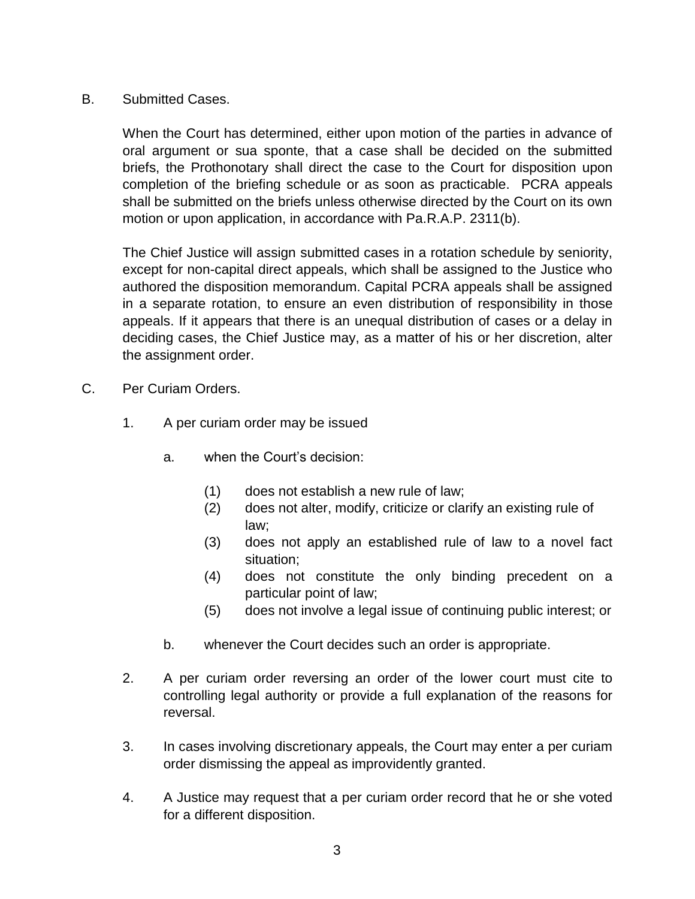B. Submitted Cases.

When the Court has determined, either upon motion of the parties in advance of oral argument or sua sponte, that a case shall be decided on the submitted briefs, the Prothonotary shall direct the case to the Court for disposition upon completion of the briefing schedule or as soon as practicable. PCRA appeals shall be submitted on the briefs unless otherwise directed by the Court on its own motion or upon application, in accordance with Pa.R.A.P. 2311(b).

The Chief Justice will assign submitted cases in a rotation schedule by seniority, except for non-capital direct appeals, which shall be assigned to the Justice who authored the disposition memorandum. Capital PCRA appeals shall be assigned in a separate rotation, to ensure an even distribution of responsibility in those appeals. If it appears that there is an unequal distribution of cases or a delay in deciding cases, the Chief Justice may, as a matter of his or her discretion, alter the assignment order.

C. Per Curiam Orders.

1. A per curiam order may be issued

   a. when the Court's decision:

      (1) does not establish a new rule of law;
      (2) does not alter, modify, criticize or clarify an existing rule of law;
      (3) does not apply an established rule of law to a novel fact situation;
      (4) does not constitute the only binding precedent on a particular point of law;
      (5) does not involve a legal issue of continuing public interest; or

   b. whenever the Court decides such an order is appropriate.

2. A per curiam order reversing an order of the lower court must cite to controlling legal authority or provide a full explanation of the reasons for reversal.

3. In cases involving discretionary appeals, the Court may enter a per curiam order dismissing the appeal as improvidently granted.

4. A Justice may request that a per curiam order record that he or she voted for a different disposition.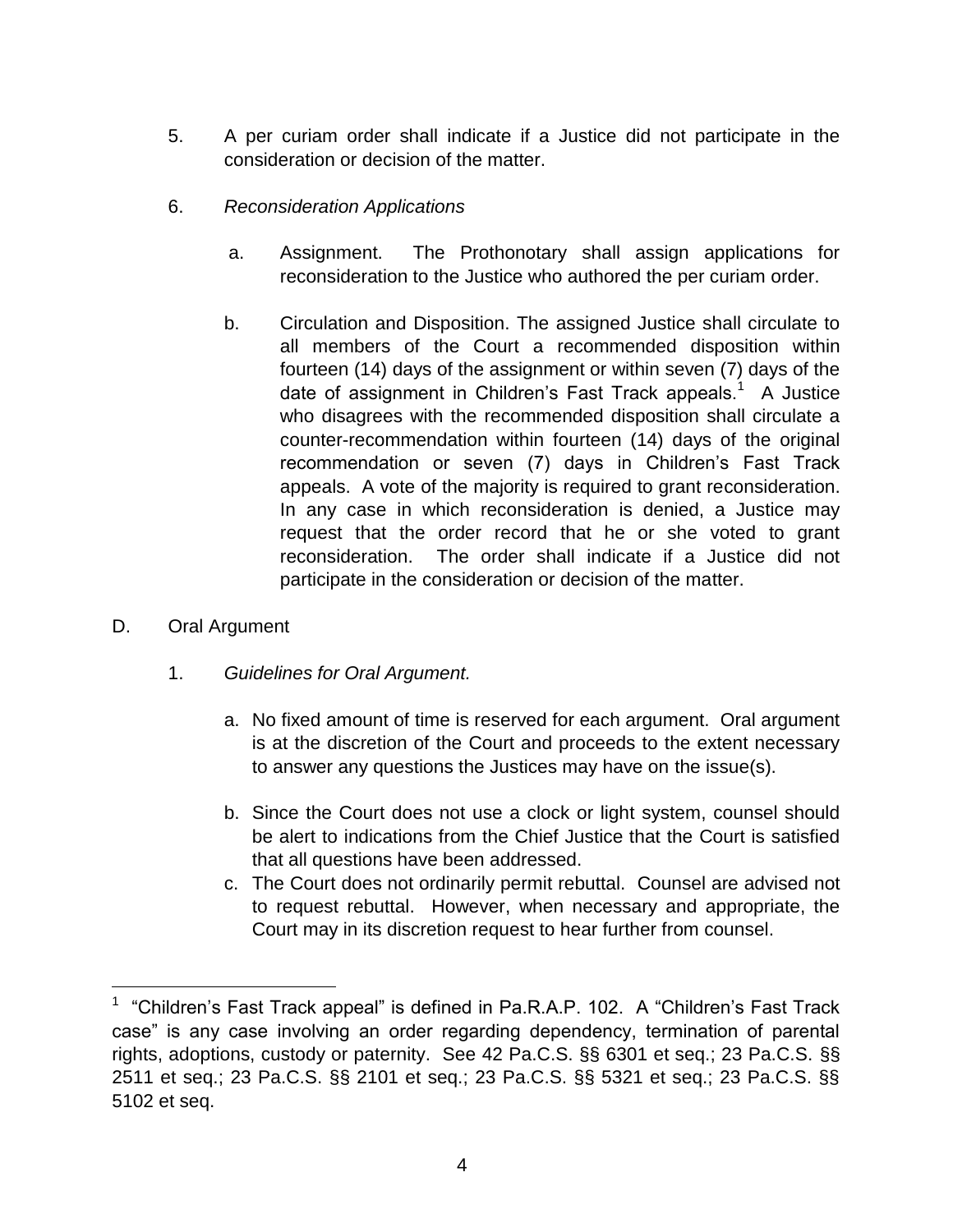5. A per curiam order shall indicate if a Justice did not participate in the consideration or decision of the matter.

6. *Reconsideration Applications*

   a. Assignment. The Prothonotary shall assign applications for reconsideration to the Justice who authored the per curiam order.

   b. Circulation and Disposition. The assigned Justice shall circulate to all members of the Court a recommended disposition within fourteen (14) days of the assignment or within seven (7) days of the date of assignment in Children's Fast Track appeals.[1] A Justice who disagrees with the recommended disposition shall circulate a counter-recommendation within fourteen (14) days of the original recommendation or seven (7) days in Children's Fast Track appeals. A vote of the majority is required to grant reconsideration. In any case in which reconsideration is denied, a Justice may request that the order record that he or she voted to grant reconsideration. The order shall indicate if a Justice did not participate in the consideration or decision of the matter.

D. Oral Argument

1. *Guidelines for Oral Argument.*

   a. No fixed amount of time is reserved for each argument. Oral argument is at the discretion of the Court and proceeds to the extent necessary to answer any questions the Justices may have on the issue(s).

   b. Since the Court does not use a clock or light system, counsel should be alert to indications from the Chief Justice that the Court is satisfied that all questions have been addressed.

   c. The Court does not ordinarily permit rebuttal. Counsel are advised not to request rebuttal. However, when necessary and appropriate, the Court may in its discretion request to hear further from counsel.

---

[1] "Children's Fast Track appeal" is defined in Pa.R.A.P. 102. A "Children's Fast Track case" is any case involving an order regarding dependency, termination of parental rights, adoptions, custody or paternity. See 42 Pa.C.S. §§ 6301 et seq.; 23 Pa.C.S. §§ 2511 et seq.; 23 Pa.C.S. §§ 2101 et seq.; 23 Pa.C.S. §§ 5321 et seq.; 23 Pa.C.S. §§ 5102 et seq.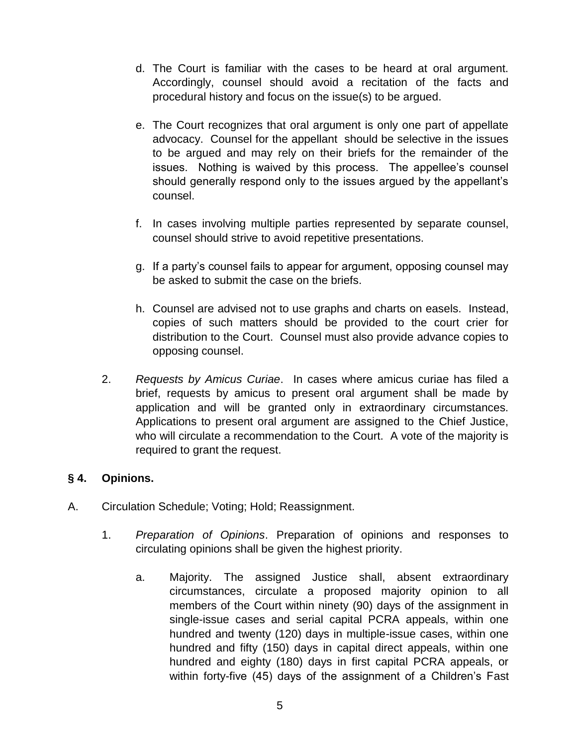d. The Court is familiar with the cases to be heard at oral argument. Accordingly, counsel should avoid a recitation of the facts and procedural history and focus on the issue(s) to be argued.

e. The Court recognizes that oral argument is only one part of appellate advocacy. Counsel for the appellant should be selective in the issues to be argued and may rely on their briefs for the remainder of the issues. Nothing is waived by this process. The appellee's counsel should generally respond only to the issues argued by the appellant's counsel.

f. In cases involving multiple parties represented by separate counsel, counsel should strive to avoid repetitive presentations.

g. If a party's counsel fails to appear for argument, opposing counsel may be asked to submit the case on the briefs.

h. Counsel are advised not to use graphs and charts on easels. Instead, copies of such matters should be provided to the court crier for distribution to the Court. Counsel must also provide advance copies to opposing counsel.

2. *Requests by Amicus Curiae*. In cases where amicus curiae has filed a brief, requests by amicus to present oral argument shall be made by application and will be granted only in extraordinary circumstances. Applications to present oral argument are assigned to the Chief Justice, who will circulate a recommendation to the Court. A vote of the majority is required to grant the request.

## § 4. Opinions.

A. Circulation Schedule; Voting; Hold; Reassignment.

1. *Preparation of Opinions*. Preparation of opinions and responses to circulating opinions shall be given the highest priority.

a. Majority. The assigned Justice shall, absent extraordinary circumstances, circulate a proposed majority opinion to all members of the Court within ninety (90) days of the assignment in single-issue cases and serial capital PCRA appeals, within one hundred and twenty (120) days in multiple-issue cases, within one hundred and fifty (150) days in capital direct appeals, within one hundred and eighty (180) days in first capital PCRA appeals, or within forty-five (45) days of the assignment of a Children's Fast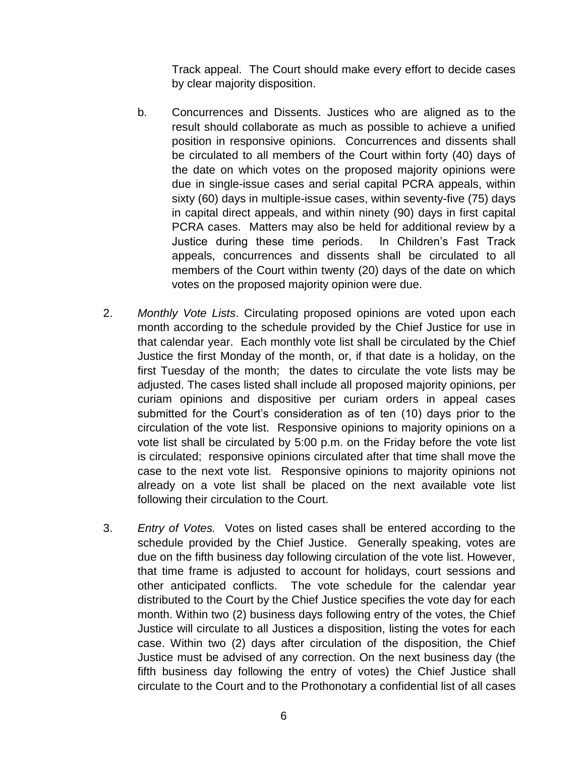Track appeal. The Court should make every effort to decide cases by clear majority disposition.

b. Concurrences and Dissents. Justices who are aligned as to the result should collaborate as much as possible to achieve a unified position in responsive opinions. Concurrences and dissents shall be circulated to all members of the Court within forty (40) days of the date on which votes on the proposed majority opinions were due in single-issue cases and serial capital PCRA appeals, within sixty (60) days in multiple-issue cases, within seventy-five (75) days in capital direct appeals, and within ninety (90) days in first capital PCRA cases. Matters may also be held for additional review by a Justice during these time periods. In Children's Fast Track appeals, concurrences and dissents shall be circulated to all members of the Court within twenty (20) days of the date on which votes on the proposed majority opinion were due.

2. *Monthly Vote Lists*. Circulating proposed opinions are voted upon each month according to the schedule provided by the Chief Justice for use in that calendar year. Each monthly vote list shall be circulated by the Chief Justice the first Monday of the month, or, if that date is a holiday, on the first Tuesday of the month; the dates to circulate the vote lists may be adjusted. The cases listed shall include all proposed majority opinions, per curiam opinions and dispositive per curiam orders in appeal cases submitted for the Court's consideration as of ten (10) days prior to the circulation of the vote list. Responsive opinions to majority opinions on a vote list shall be circulated by 5:00 p.m. on the Friday before the vote list is circulated; responsive opinions circulated after that time shall move the case to the next vote list. Responsive opinions to majority opinions not already on a vote list shall be placed on the next available vote list following their circulation to the Court.

3. *Entry of Votes.* Votes on listed cases shall be entered according to the schedule provided by the Chief Justice. Generally speaking, votes are due on the fifth business day following circulation of the vote list. However, that time frame is adjusted to account for holidays, court sessions and other anticipated conflicts. The vote schedule for the calendar year distributed to the Court by the Chief Justice specifies the vote day for each month. Within two (2) business days following entry of the votes, the Chief Justice will circulate to all Justices a disposition, listing the votes for each case. Within two (2) days after circulation of the disposition, the Chief Justice must be advised of any correction. On the next business day (the fifth business day following the entry of votes) the Chief Justice shall circulate to the Court and to the Prothonotary a confidential list of all cases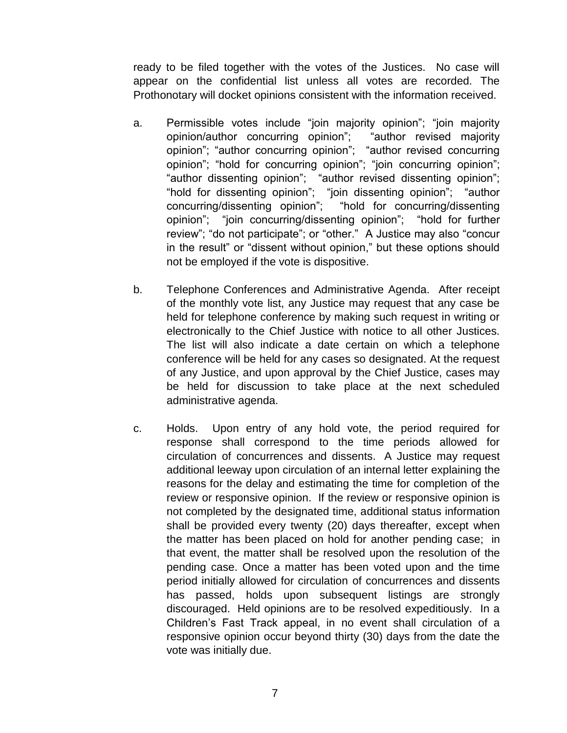ready to be filed together with the votes of the Justices. No case will appear on the confidential list unless all votes are recorded. The Prothonotary will docket opinions consistent with the information received.

a. Permissible votes include "join majority opinion"; "join majority opinion/author concurring opinion"; "author revised majority opinion"; "author concurring opinion"; "author revised concurring opinion"; "hold for concurring opinion"; "join concurring opinion"; "author dissenting opinion"; "author revised dissenting opinion"; "hold for dissenting opinion"; "join dissenting opinion"; "author concurring/dissenting opinion"; "hold for concurring/dissenting opinion"; "join concurring/dissenting opinion"; "hold for further review"; "do not participate"; or "other." A Justice may also "concur in the result" or "dissent without opinion," but these options should not be employed if the vote is dispositive.

b. Telephone Conferences and Administrative Agenda. After receipt of the monthly vote list, any Justice may request that any case be held for telephone conference by making such request in writing or electronically to the Chief Justice with notice to all other Justices. The list will also indicate a date certain on which a telephone conference will be held for any cases so designated. At the request of any Justice, and upon approval by the Chief Justice, cases may be held for discussion to take place at the next scheduled administrative agenda.

c. Holds. Upon entry of any hold vote, the period required for response shall correspond to the time periods allowed for circulation of concurrences and dissents. A Justice may request additional leeway upon circulation of an internal letter explaining the reasons for the delay and estimating the time for completion of the review or responsive opinion. If the review or responsive opinion is not completed by the designated time, additional status information shall be provided every twenty (20) days thereafter, except when the matter has been placed on hold for another pending case; in that event, the matter shall be resolved upon the resolution of the pending case. Once a matter has been voted upon and the time period initially allowed for circulation of concurrences and dissents has passed, holds upon subsequent listings are strongly discouraged. Held opinions are to be resolved expeditiously. In a Children's Fast Track appeal, in no event shall circulation of a responsive opinion occur beyond thirty (30) days from the date the vote was initially due.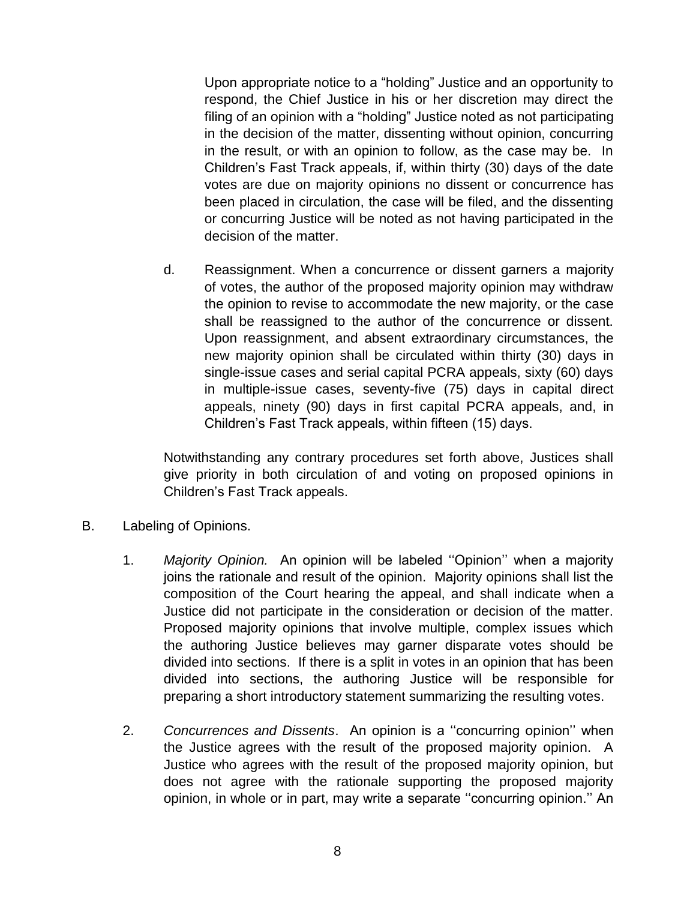Upon appropriate notice to a "holding" Justice and an opportunity to respond, the Chief Justice in his or her discretion may direct the filing of an opinion with a "holding" Justice noted as not participating in the decision of the matter, dissenting without opinion, concurring in the result, or with an opinion to follow, as the case may be. In Children's Fast Track appeals, if, within thirty (30) days of the date votes are due on majority opinions no dissent or concurrence has been placed in circulation, the case will be filed, and the dissenting or concurring Justice will be noted as not having participated in the decision of the matter.

d. Reassignment. When a concurrence or dissent garners a majority of votes, the author of the proposed majority opinion may withdraw the opinion to revise to accommodate the new majority, or the case shall be reassigned to the author of the concurrence or dissent. Upon reassignment, and absent extraordinary circumstances, the new majority opinion shall be circulated within thirty (30) days in single-issue cases and serial capital PCRA appeals, sixty (60) days in multiple-issue cases, seventy-five (75) days in capital direct appeals, ninety (90) days in first capital PCRA appeals, and, in Children's Fast Track appeals, within fifteen (15) days.

Notwithstanding any contrary procedures set forth above, Justices shall give priority in both circulation of and voting on proposed opinions in Children's Fast Track appeals.

B. Labeling of Opinions.

1. *Majority Opinion.* An opinion will be labeled ''Opinion'' when a majority joins the rationale and result of the opinion. Majority opinions shall list the composition of the Court hearing the appeal, and shall indicate when a Justice did not participate in the consideration or decision of the matter. Proposed majority opinions that involve multiple, complex issues which the authoring Justice believes may garner disparate votes should be divided into sections. If there is a split in votes in an opinion that has been divided into sections, the authoring Justice will be responsible for preparing a short introductory statement summarizing the resulting votes.

2. *Concurrences and Dissents*. An opinion is a ''concurring opinion'' when the Justice agrees with the result of the proposed majority opinion. A Justice who agrees with the result of the proposed majority opinion, but does not agree with the rationale supporting the proposed majority opinion, in whole or in part, may write a separate ''concurring opinion.'' An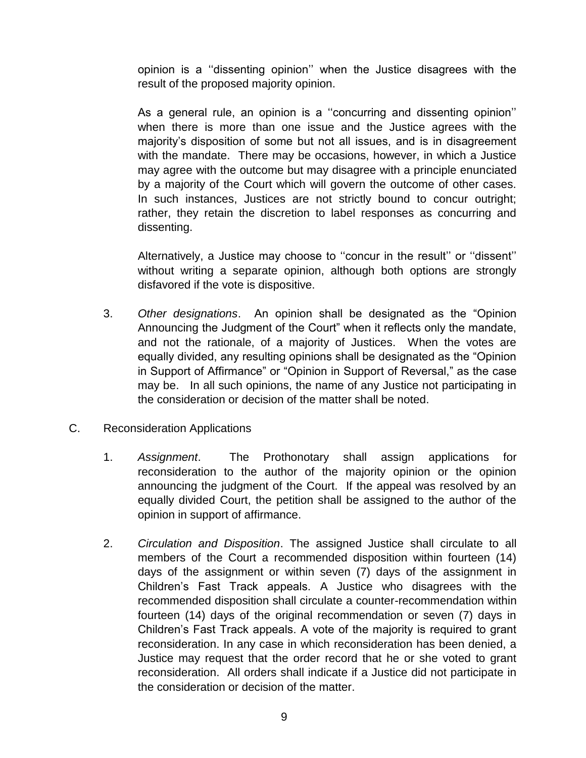opinion is a ''dissenting opinion'' when the Justice disagrees with the result of the proposed majority opinion.

As a general rule, an opinion is a ''concurring and dissenting opinion'' when there is more than one issue and the Justice agrees with the majority's disposition of some but not all issues, and is in disagreement with the mandate. There may be occasions, however, in which a Justice may agree with the outcome but may disagree with a principle enunciated by a majority of the Court which will govern the outcome of other cases. In such instances, Justices are not strictly bound to concur outright; rather, they retain the discretion to label responses as concurring and dissenting.

Alternatively, a Justice may choose to ''concur in the result'' or ''dissent'' without writing a separate opinion, although both options are strongly disfavored if the vote is dispositive.

3. *Other designations*. An opinion shall be designated as the "Opinion Announcing the Judgment of the Court" when it reflects only the mandate, and not the rationale, of a majority of Justices. When the votes are equally divided, any resulting opinions shall be designated as the "Opinion in Support of Affirmance" or "Opinion in Support of Reversal," as the case may be. In all such opinions, the name of any Justice not participating in the consideration or decision of the matter shall be noted.

C. Reconsideration Applications

1. *Assignment*. The Prothonotary shall assign applications for reconsideration to the author of the majority opinion or the opinion announcing the judgment of the Court. If the appeal was resolved by an equally divided Court, the petition shall be assigned to the author of the opinion in support of affirmance.

2. *Circulation and Disposition*. The assigned Justice shall circulate to all members of the Court a recommended disposition within fourteen (14) days of the assignment or within seven (7) days of the assignment in Children's Fast Track appeals. A Justice who disagrees with the recommended disposition shall circulate a counter-recommendation within fourteen (14) days of the original recommendation or seven (7) days in Children's Fast Track appeals. A vote of the majority is required to grant reconsideration. In any case in which reconsideration has been denied, a Justice may request that the order record that he or she voted to grant reconsideration. All orders shall indicate if a Justice did not participate in the consideration or decision of the matter.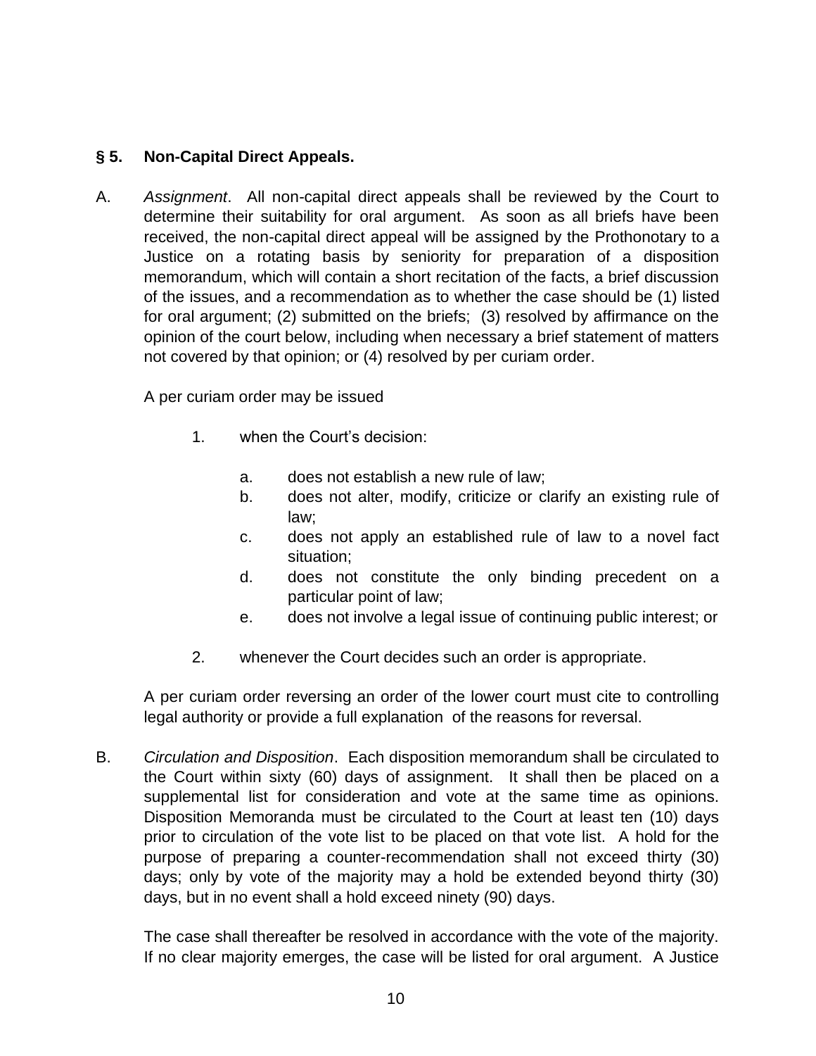## § 5. Non-Capital Direct Appeals.

A. *Assignment*. All non-capital direct appeals shall be reviewed by the Court to determine their suitability for oral argument. As soon as all briefs have been received, the non-capital direct appeal will be assigned by the Prothonotary to a Justice on a rotating basis by seniority for preparation of a disposition memorandum, which will contain a short recitation of the facts, a brief discussion of the issues, and a recommendation as to whether the case should be (1) listed for oral argument; (2) submitted on the briefs; (3) resolved by affirmance on the opinion of the court below, including when necessary a brief statement of matters not covered by that opinion; or (4) resolved by per curiam order.

   A per curiam order may be issued

   1. when the Court's decision:

      a. does not establish a new rule of law;
      b. does not alter, modify, criticize or clarify an existing rule of law;
      c. does not apply an established rule of law to a novel fact situation;
      d. does not constitute the only binding precedent on a particular point of law;
      e. does not involve a legal issue of continuing public interest; or

   2. whenever the Court decides such an order is appropriate.

   A per curiam order reversing an order of the lower court must cite to controlling legal authority or provide a full explanation of the reasons for reversal.

B. *Circulation and Disposition*. Each disposition memorandum shall be circulated to the Court within sixty (60) days of assignment. It shall then be placed on a supplemental list for consideration and vote at the same time as opinions. Disposition Memoranda must be circulated to the Court at least ten (10) days prior to circulation of the vote list to be placed on that vote list. A hold for the purpose of preparing a counter-recommendation shall not exceed thirty (30) days; only by vote of the majority may a hold be extended beyond thirty (30) days, but in no event shall a hold exceed ninety (90) days.

   The case shall thereafter be resolved in accordance with the vote of the majority. If no clear majority emerges, the case will be listed for oral argument. A Justice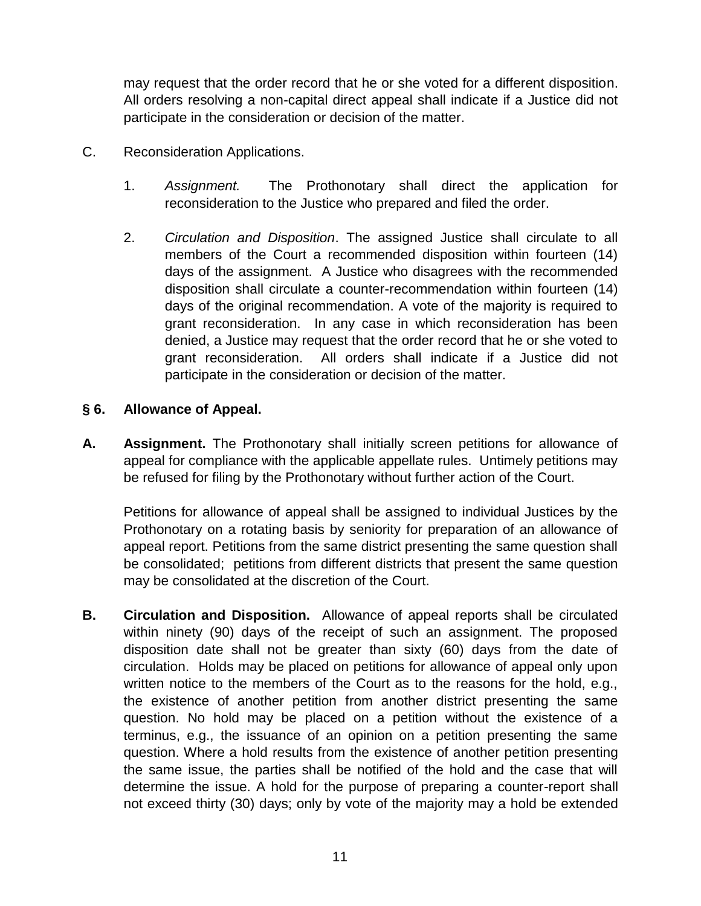may request that the order record that he or she voted for a different disposition. All orders resolving a non-capital direct appeal shall indicate if a Justice did not participate in the consideration or decision of the matter.

C. Reconsideration Applications.

1. *Assignment.* The Prothonotary shall direct the application for reconsideration to the Justice who prepared and filed the order.

2. *Circulation and Disposition*. The assigned Justice shall circulate to all members of the Court a recommended disposition within fourteen (14) days of the assignment. A Justice who disagrees with the recommended disposition shall circulate a counter-recommendation within fourteen (14) days of the original recommendation. A vote of the majority is required to grant reconsideration. In any case in which reconsideration has been denied, a Justice may request that the order record that he or she voted to grant reconsideration. All orders shall indicate if a Justice did not participate in the consideration or decision of the matter.

### § 6. Allowance of Appeal.

**A. Assignment.** The Prothonotary shall initially screen petitions for allowance of appeal for compliance with the applicable appellate rules. Untimely petitions may be refused for filing by the Prothonotary without further action of the Court.

Petitions for allowance of appeal shall be assigned to individual Justices by the Prothonotary on a rotating basis by seniority for preparation of an allowance of appeal report. Petitions from the same district presenting the same question shall be consolidated; petitions from different districts that present the same question may be consolidated at the discretion of the Court.

**B. Circulation and Disposition.** Allowance of appeal reports shall be circulated within ninety (90) days of the receipt of such an assignment. The proposed disposition date shall not be greater than sixty (60) days from the date of circulation. Holds may be placed on petitions for allowance of appeal only upon written notice to the members of the Court as to the reasons for the hold, e.g., the existence of another petition from another district presenting the same question. No hold may be placed on a petition without the existence of a terminus, e.g., the issuance of an opinion on a petition presenting the same question. Where a hold results from the existence of another petition presenting the same issue, the parties shall be notified of the hold and the case that will determine the issue. A hold for the purpose of preparing a counter-report shall not exceed thirty (30) days; only by vote of the majority may a hold be extended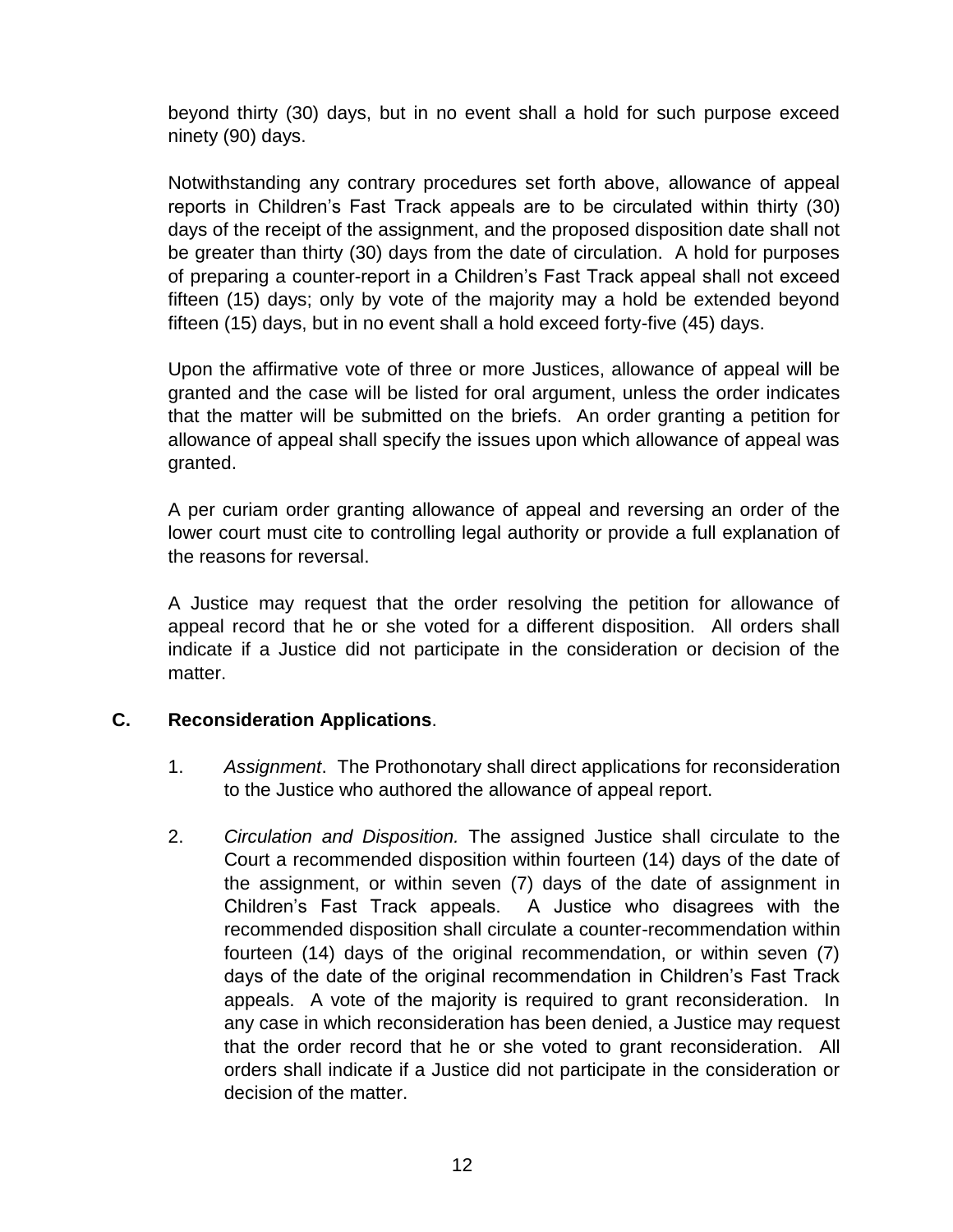beyond thirty (30) days, but in no event shall a hold for such purpose exceed ninety (90) days.

Notwithstanding any contrary procedures set forth above, allowance of appeal reports in Children's Fast Track appeals are to be circulated within thirty (30) days of the receipt of the assignment, and the proposed disposition date shall not be greater than thirty (30) days from the date of circulation. A hold for purposes of preparing a counter-report in a Children's Fast Track appeal shall not exceed fifteen (15) days; only by vote of the majority may a hold be extended beyond fifteen (15) days, but in no event shall a hold exceed forty-five (45) days.

Upon the affirmative vote of three or more Justices, allowance of appeal will be granted and the case will be listed for oral argument, unless the order indicates that the matter will be submitted on the briefs. An order granting a petition for allowance of appeal shall specify the issues upon which allowance of appeal was granted.

A per curiam order granting allowance of appeal and reversing an order of the lower court must cite to controlling legal authority or provide a full explanation of the reasons for reversal.

A Justice may request that the order resolving the petition for allowance of appeal record that he or she voted for a different disposition. All orders shall indicate if a Justice did not participate in the consideration or decision of the matter.

### C. Reconsideration Applications.

1. *Assignment*. The Prothonotary shall direct applications for reconsideration to the Justice who authored the allowance of appeal report.

2. *Circulation and Disposition.* The assigned Justice shall circulate to the Court a recommended disposition within fourteen (14) days of the date of the assignment, or within seven (7) days of the date of assignment in Children's Fast Track appeals. A Justice who disagrees with the recommended disposition shall circulate a counter-recommendation within fourteen (14) days of the original recommendation, or within seven (7) days of the date of the original recommendation in Children's Fast Track appeals. A vote of the majority is required to grant reconsideration. In any case in which reconsideration has been denied, a Justice may request that the order record that he or she voted to grant reconsideration. All orders shall indicate if a Justice did not participate in the consideration or decision of the matter.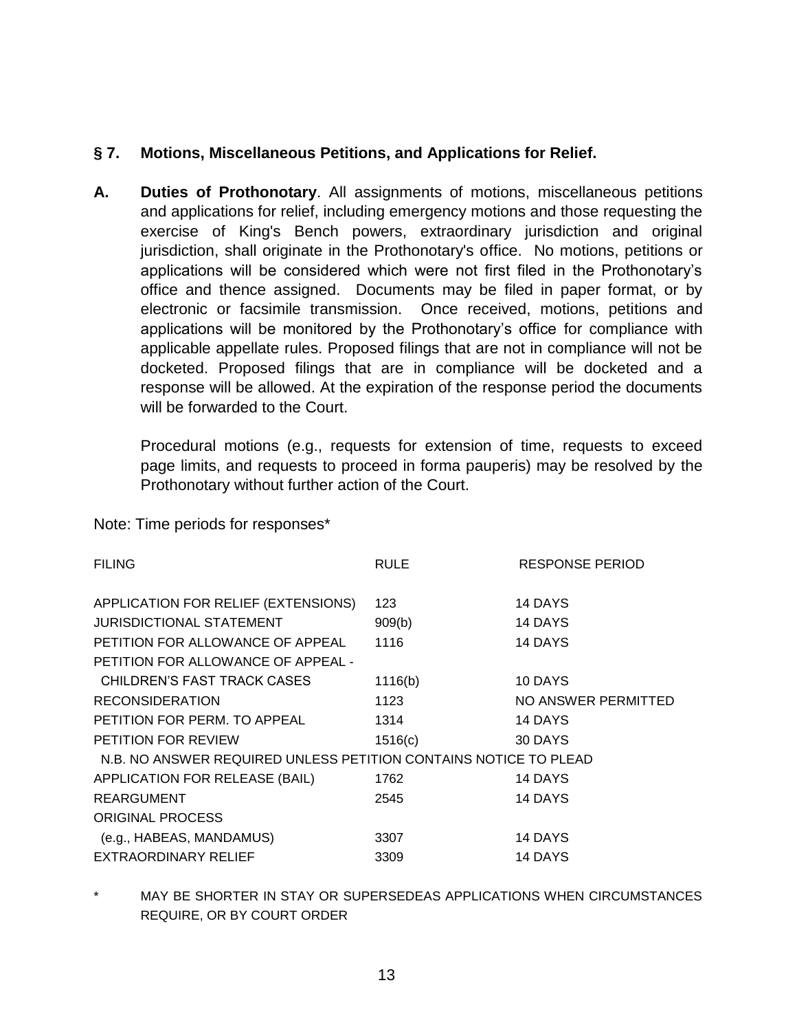## § 7. Motions, Miscellaneous Petitions, and Applications for Relief.

**A. Duties of Prothonotary**. All assignments of motions, miscellaneous petitions and applications for relief, including emergency motions and those requesting the exercise of King's Bench powers, extraordinary jurisdiction and original jurisdiction, shall originate in the Prothonotary's office. No motions, petitions or applications will be considered which were not first filed in the Prothonotary's office and thence assigned. Documents may be filed in paper format, or by electronic or facsimile transmission. Once received, motions, petitions and applications will be monitored by the Prothonotary's office for compliance with applicable appellate rules. Proposed filings that are not in compliance will not be docketed. Proposed filings that are in compliance will be docketed and a response will be allowed. At the expiration of the response period the documents will be forwarded to the Court.

Procedural motions (e.g., requests for extension of time, requests to exceed page limits, and requests to proceed in forma pauperis) may be resolved by the Prothonotary without further action of the Court.

Note: Time periods for responses*

| FILING | RULE | RESPONSE PERIOD |
| --- | --- | --- |
| APPLICATION FOR RELIEF (EXTENSIONS) | 123 | 14 DAYS |
| JURISDICTIONAL STATEMENT | 909(b) | 14 DAYS |
| PETITION FOR ALLOWANCE OF APPEAL | 1116 | 14 DAYS |
| PETITION FOR ALLOWANCE OF APPEAL - CHILDREN'S FAST TRACK CASES | 1116(b) | 10 DAYS |
| RECONSIDERATION | 1123 | NO ANSWER PERMITTED |
| PETITION FOR PERM. TO APPEAL | 1314 | 14 DAYS |
| PETITION FOR REVIEW | 1516(c) | 30 DAYS |
| N.B. NO ANSWER REQUIRED UNLESS PETITION CONTAINS NOTICE TO PLEAD | | |
| APPLICATION FOR RELEASE (BAIL) | 1762 | 14 DAYS |
| REARGUMENT | 2545 | 14 DAYS |
| ORIGINAL PROCESS (e.g., HABEAS, MANDAMUS) | 3307 | 14 DAYS |
| EXTRAORDINARY RELIEF | 3309 | 14 DAYS |

\* MAY BE SHORTER IN STAY OR SUPERSEDEAS APPLICATIONS WHEN CIRCUMSTANCES REQUIRE, OR BY COURT ORDER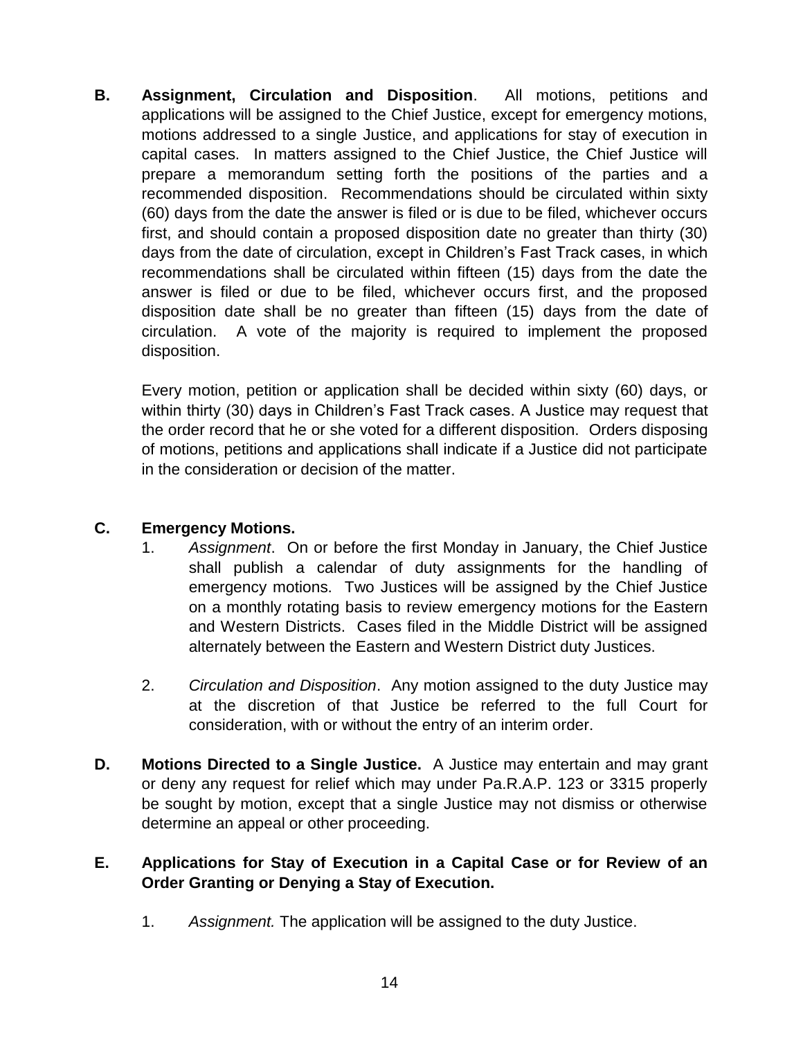**B. Assignment, Circulation and Disposition**. All motions, petitions and applications will be assigned to the Chief Justice, except for emergency motions, motions addressed to a single Justice, and applications for stay of execution in capital cases. In matters assigned to the Chief Justice, the Chief Justice will prepare a memorandum setting forth the positions of the parties and a recommended disposition. Recommendations should be circulated within sixty (60) days from the date the answer is filed or is due to be filed, whichever occurs first, and should contain a proposed disposition date no greater than thirty (30) days from the date of circulation, except in Children's Fast Track cases, in which recommendations shall be circulated within fifteen (15) days from the date the answer is filed or due to be filed, whichever occurs first, and the proposed disposition date shall be no greater than fifteen (15) days from the date of circulation. A vote of the majority is required to implement the proposed disposition.

Every motion, petition or application shall be decided within sixty (60) days, or within thirty (30) days in Children's Fast Track cases. A Justice may request that the order record that he or she voted for a different disposition. Orders disposing of motions, petitions and applications shall indicate if a Justice did not participate in the consideration or decision of the matter.

**C. Emergency Motions.**

1. *Assignment*. On or before the first Monday in January, the Chief Justice shall publish a calendar of duty assignments for the handling of emergency motions. Two Justices will be assigned by the Chief Justice on a monthly rotating basis to review emergency motions for the Eastern and Western Districts. Cases filed in the Middle District will be assigned alternately between the Eastern and Western District duty Justices.

2. *Circulation and Disposition*. Any motion assigned to the duty Justice may at the discretion of that Justice be referred to the full Court for consideration, with or without the entry of an interim order.

**D. Motions Directed to a Single Justice.** A Justice may entertain and may grant or deny any request for relief which may under Pa.R.A.P. 123 or 3315 properly be sought by motion, except that a single Justice may not dismiss or otherwise determine an appeal or other proceeding.

**E. Applications for Stay of Execution in a Capital Case or for Review of an Order Granting or Denying a Stay of Execution.**

1. *Assignment.* The application will be assigned to the duty Justice.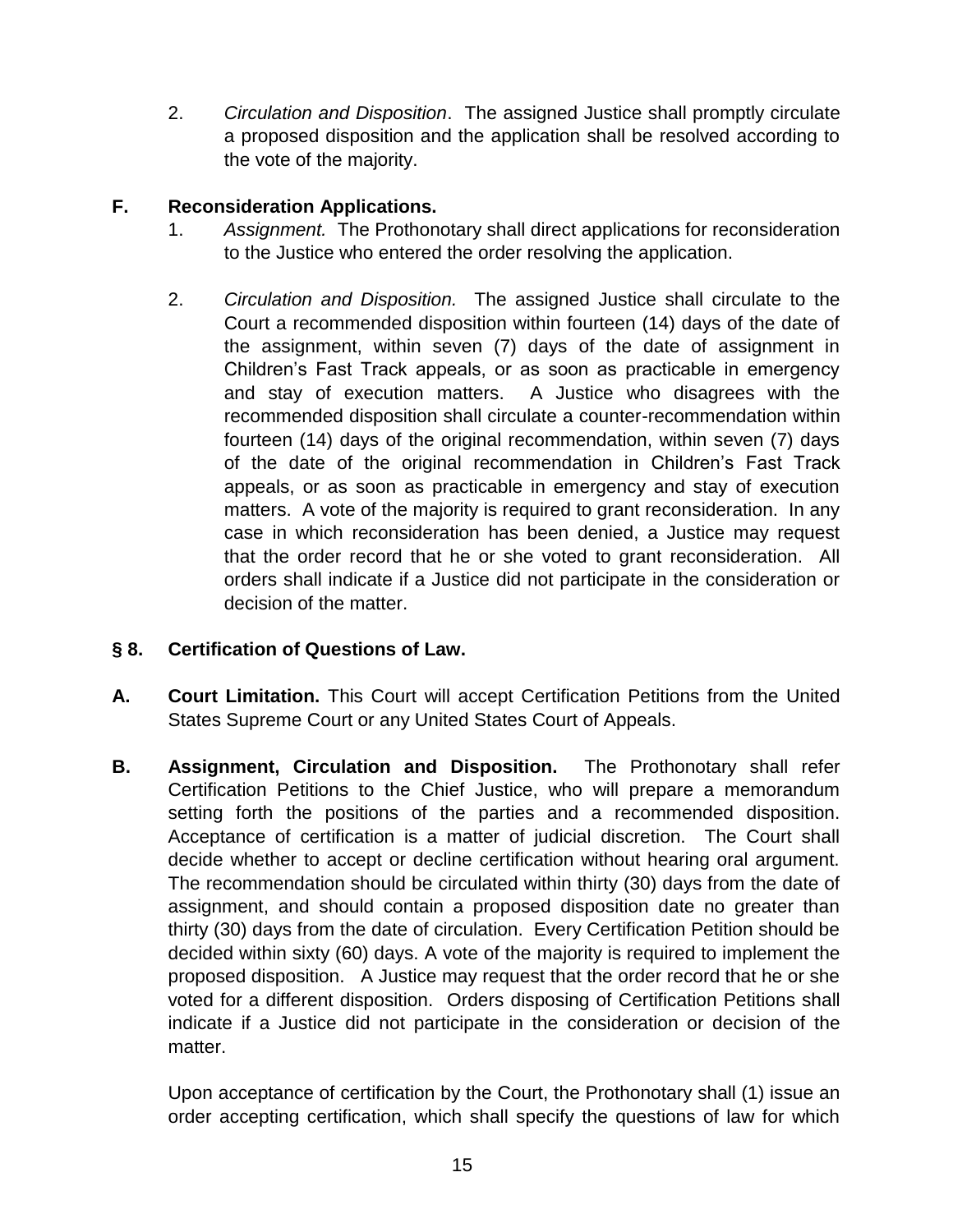2. *Circulation and Disposition*. The assigned Justice shall promptly circulate a proposed disposition and the application shall be resolved according to the vote of the majority.

**F. Reconsideration Applications.**

1. *Assignment.* The Prothonotary shall direct applications for reconsideration to the Justice who entered the order resolving the application.

2. *Circulation and Disposition.* The assigned Justice shall circulate to the Court a recommended disposition within fourteen (14) days of the date of the assignment, within seven (7) days of the date of assignment in Children's Fast Track appeals, or as soon as practicable in emergency and stay of execution matters. A Justice who disagrees with the recommended disposition shall circulate a counter-recommendation within fourteen (14) days of the original recommendation, within seven (7) days of the date of the original recommendation in Children's Fast Track appeals, or as soon as practicable in emergency and stay of execution matters. A vote of the majority is required to grant reconsideration. In any case in which reconsideration has been denied, a Justice may request that the order record that he or she voted to grant reconsideration. All orders shall indicate if a Justice did not participate in the consideration or decision of the matter.

## § 8. Certification of Questions of Law.

**A. Court Limitation.** This Court will accept Certification Petitions from the United States Supreme Court or any United States Court of Appeals.

**B. Assignment, Circulation and Disposition.** The Prothonotary shall refer Certification Petitions to the Chief Justice, who will prepare a memorandum setting forth the positions of the parties and a recommended disposition. Acceptance of certification is a matter of judicial discretion. The Court shall decide whether to accept or decline certification without hearing oral argument. The recommendation should be circulated within thirty (30) days from the date of assignment, and should contain a proposed disposition date no greater than thirty (30) days from the date of circulation. Every Certification Petition should be decided within sixty (60) days. A vote of the majority is required to implement the proposed disposition. A Justice may request that the order record that he or she voted for a different disposition. Orders disposing of Certification Petitions shall indicate if a Justice did not participate in the consideration or decision of the matter.

Upon acceptance of certification by the Court, the Prothonotary shall (1) issue an order accepting certification, which shall specify the questions of law for which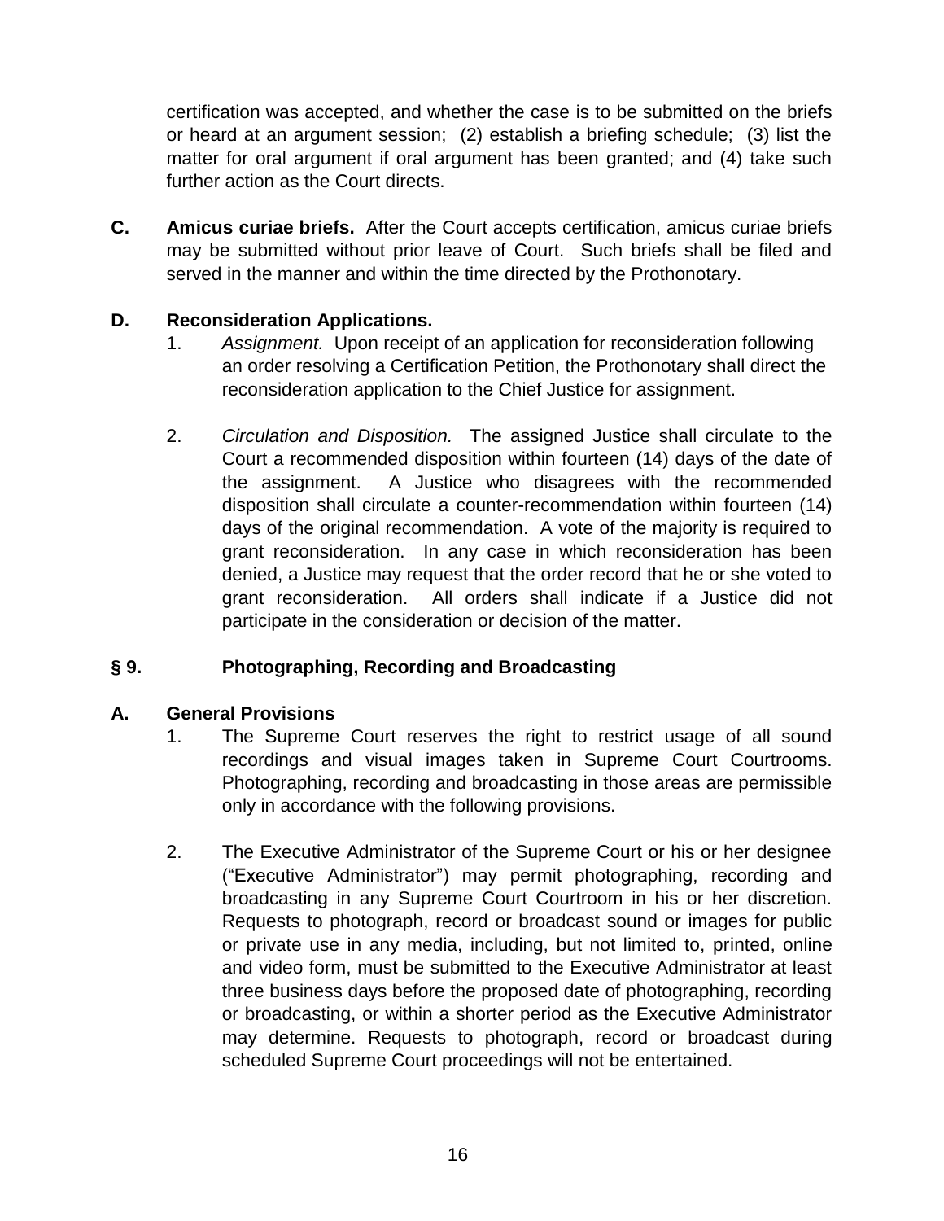certification was accepted, and whether the case is to be submitted on the briefs or heard at an argument session; (2) establish a briefing schedule; (3) list the matter for oral argument if oral argument has been granted; and (4) take such further action as the Court directs.

**C. Amicus curiae briefs.** After the Court accepts certification, amicus curiae briefs may be submitted without prior leave of Court. Such briefs shall be filed and served in the manner and within the time directed by the Prothonotary.

**D. Reconsideration Applications.**

1. *Assignment.* Upon receipt of an application for reconsideration following an order resolving a Certification Petition, the Prothonotary shall direct the reconsideration application to the Chief Justice for assignment.

2. *Circulation and Disposition.* The assigned Justice shall circulate to the Court a recommended disposition within fourteen (14) days of the date of the assignment. A Justice who disagrees with the recommended disposition shall circulate a counter-recommendation within fourteen (14) days of the original recommendation. A vote of the majority is required to grant reconsideration. In any case in which reconsideration has been denied, a Justice may request that the order record that he or she voted to grant reconsideration. All orders shall indicate if a Justice did not participate in the consideration or decision of the matter.

## § 9. Photographing, Recording and Broadcasting

**A. General Provisions**

1. The Supreme Court reserves the right to restrict usage of all sound recordings and visual images taken in Supreme Court Courtrooms. Photographing, recording and broadcasting in those areas are permissible only in accordance with the following provisions.

2. The Executive Administrator of the Supreme Court or his or her designee ("Executive Administrator") may permit photographing, recording and broadcasting in any Supreme Court Courtroom in his or her discretion. Requests to photograph, record or broadcast sound or images for public or private use in any media, including, but not limited to, printed, online and video form, must be submitted to the Executive Administrator at least three business days before the proposed date of photographing, recording or broadcasting, or within a shorter period as the Executive Administrator may determine. Requests to photograph, record or broadcast during scheduled Supreme Court proceedings will not be entertained.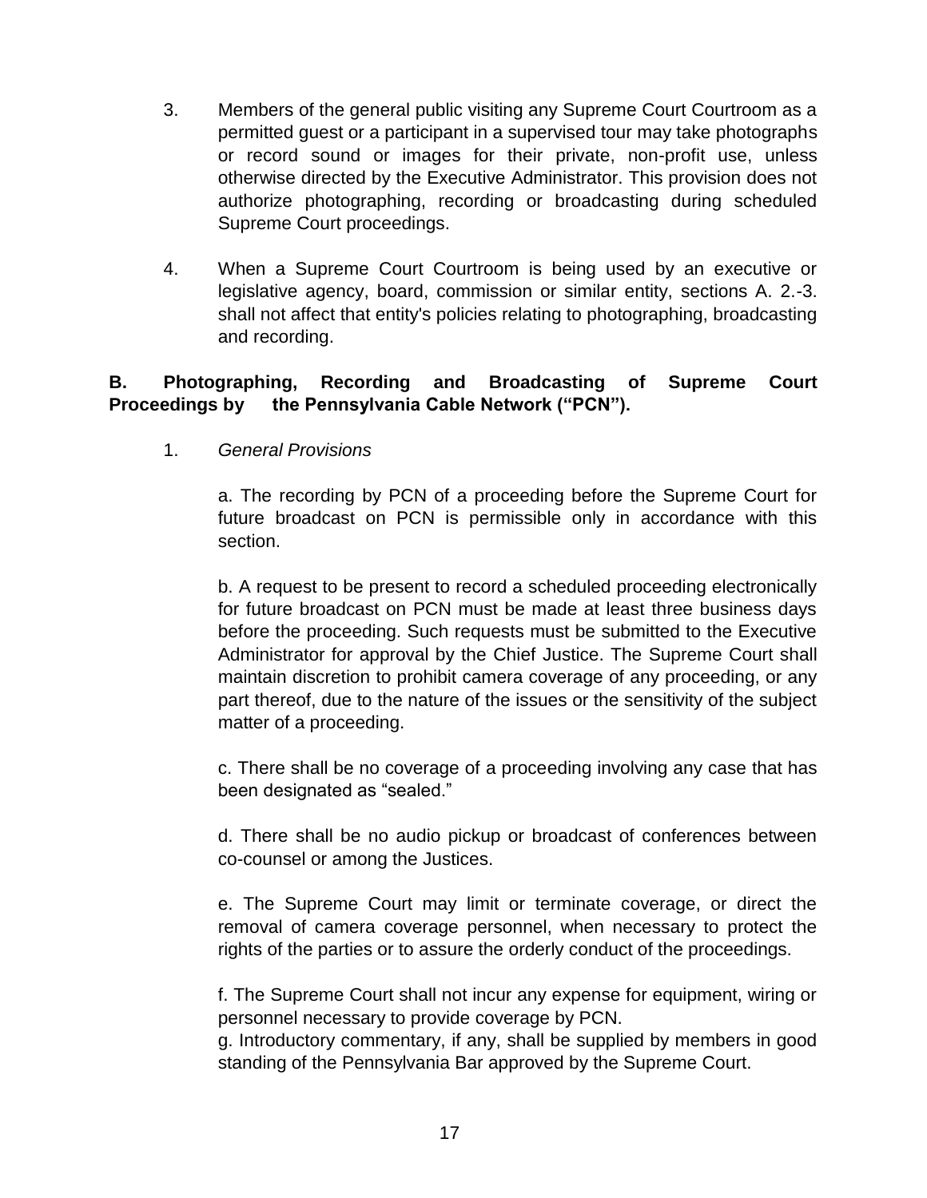3. Members of the general public visiting any Supreme Court Courtroom as a permitted guest or a participant in a supervised tour may take photographs or record sound or images for their private, non-profit use, unless otherwise directed by the Executive Administrator. This provision does not authorize photographing, recording or broadcasting during scheduled Supreme Court proceedings.

4. When a Supreme Court Courtroom is being used by an executive or legislative agency, board, commission or similar entity, sections A. 2.-3. shall not affect that entity's policies relating to photographing, broadcasting and recording.

**B. Photographing, Recording and Broadcasting of Supreme Court Proceedings by the Pennsylvania Cable Network ("PCN").**

1. *General Provisions*

a. The recording by PCN of a proceeding before the Supreme Court for future broadcast on PCN is permissible only in accordance with this section.

b. A request to be present to record a scheduled proceeding electronically for future broadcast on PCN must be made at least three business days before the proceeding. Such requests must be submitted to the Executive Administrator for approval by the Chief Justice. The Supreme Court shall maintain discretion to prohibit camera coverage of any proceeding, or any part thereof, due to the nature of the issues or the sensitivity of the subject matter of a proceeding.

c. There shall be no coverage of a proceeding involving any case that has been designated as "sealed."

d. There shall be no audio pickup or broadcast of conferences between co-counsel or among the Justices.

e. The Supreme Court may limit or terminate coverage, or direct the removal of camera coverage personnel, when necessary to protect the rights of the parties or to assure the orderly conduct of the proceedings.

f. The Supreme Court shall not incur any expense for equipment, wiring or personnel necessary to provide coverage by PCN.

g. Introductory commentary, if any, shall be supplied by members in good standing of the Pennsylvania Bar approved by the Supreme Court.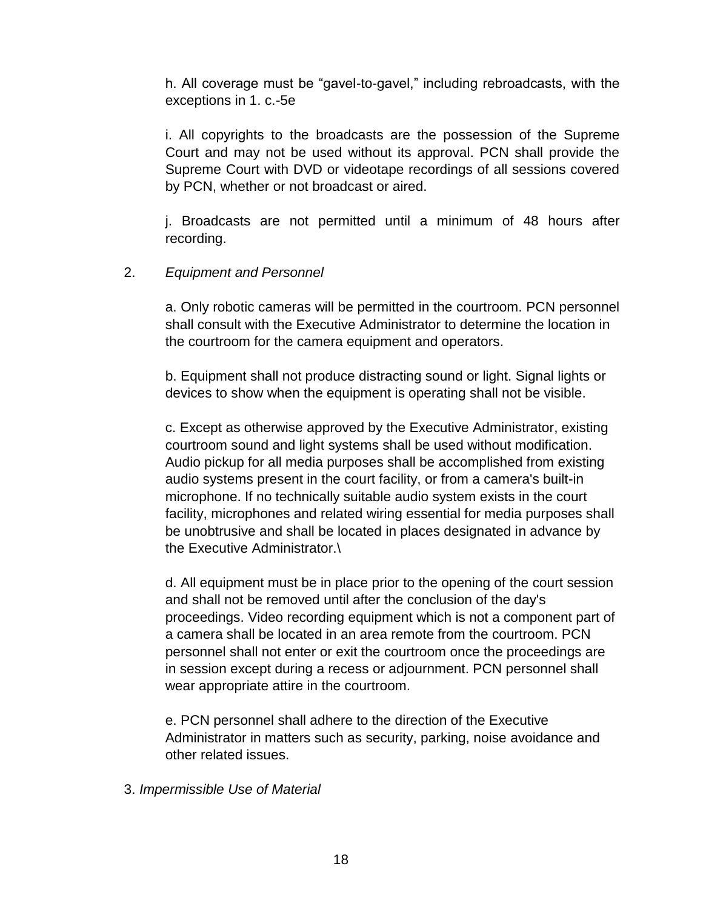h. All coverage must be “gavel-to-gavel,” including rebroadcasts, with the exceptions in 1. c.-5e

i. All copyrights to the broadcasts are the possession of the Supreme Court and may not be used without its approval. PCN shall provide the Supreme Court with DVD or videotape recordings of all sessions covered by PCN, whether or not broadcast or aired.

j. Broadcasts are not permitted until a minimum of 48 hours after recording.

2. *Equipment and Personnel*

a. Only robotic cameras will be permitted in the courtroom. PCN personnel shall consult with the Executive Administrator to determine the location in the courtroom for the camera equipment and operators.

b. Equipment shall not produce distracting sound or light. Signal lights or devices to show when the equipment is operating shall not be visible.

c. Except as otherwise approved by the Executive Administrator, existing courtroom sound and light systems shall be used without modification. Audio pickup for all media purposes shall be accomplished from existing audio systems present in the court facility, or from a camera's built-in microphone. If no technically suitable audio system exists in the court facility, microphones and related wiring essential for media purposes shall be unobtrusive and shall be located in places designated in advance by the Executive Administrator.\

d. All equipment must be in place prior to the opening of the court session and shall not be removed until after the conclusion of the day's proceedings. Video recording equipment which is not a component part of a camera shall be located in an area remote from the courtroom. PCN personnel shall not enter or exit the courtroom once the proceedings are in session except during a recess or adjournment. PCN personnel shall wear appropriate attire in the courtroom.

e. PCN personnel shall adhere to the direction of the Executive Administrator in matters such as security, parking, noise avoidance and other related issues.

3. *Impermissible Use of Material*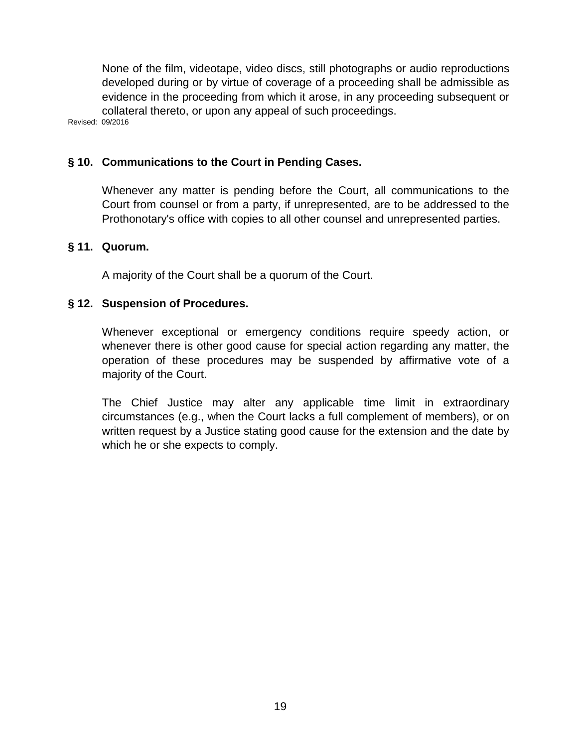None of the film, videotape, video discs, still photographs or audio reproductions developed during or by virtue of coverage of a proceeding shall be admissible as evidence in the proceeding from which it arose, in any proceeding subsequent or collateral thereto, or upon any appeal of such proceedings.

Revised: 09/2016

### § 10. Communications to the Court in Pending Cases.

Whenever any matter is pending before the Court, all communications to the Court from counsel or from a party, if unrepresented, are to be addressed to the Prothonotary's office with copies to all other counsel and unrepresented parties.

### § 11. Quorum.

A majority of the Court shall be a quorum of the Court.

### § 12. Suspension of Procedures.

Whenever exceptional or emergency conditions require speedy action, or whenever there is other good cause for special action regarding any matter, the operation of these procedures may be suspended by affirmative vote of a majority of the Court.

The Chief Justice may alter any applicable time limit in extraordinary circumstances (e.g., when the Court lacks a full complement of members), or on written request by a Justice stating good cause for the extension and the date by which he or she expects to comply.